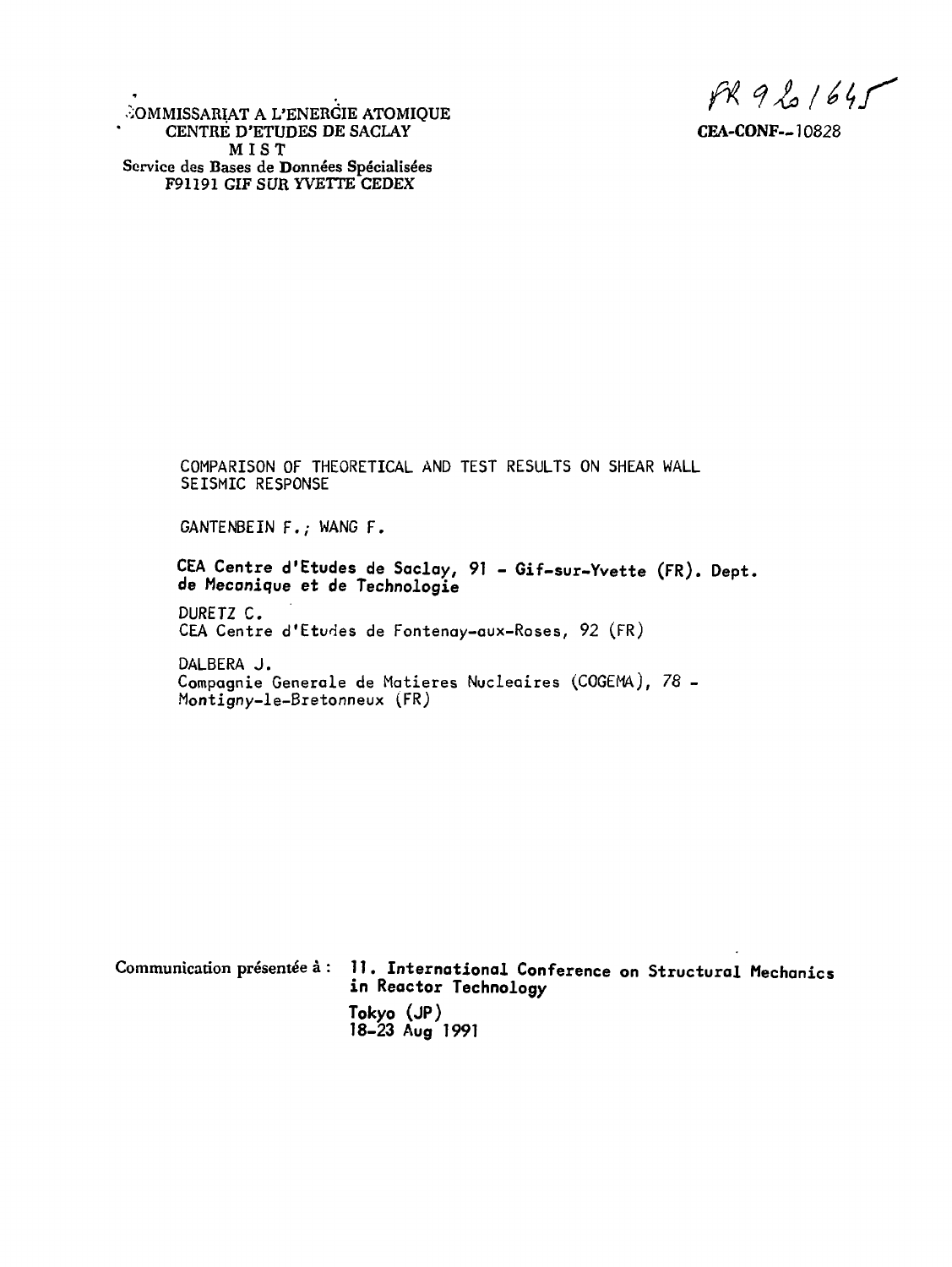COMMISSARIAT A L'ENERGIE ATOMIQUE
CENTRE D'ETUDES DE SACLAY
M I S T
Service des Bases de Données Spécialisées
F91191 GIF SUR YVETTE CEDEX

FR 9201645

**CEA-CONF--10828**

COMPARISON OF THEORETICAL AND TEST RESULTS ON SHEAR WALL SEISMIC RESPONSE

GANTENBEIN F.; WANG F.

**CEA Centre d'Etudes de Saclay, 91 - Gif-sur-Yvette (FR). Dept. de Mecanique et de Technologie**

DURETZ C.
CEA Centre d'Etudes de Fontenay-aux-Roses, 92 (FR)

DALBERA J.
Compagnie Generale de Matieres Nucleaires (COGEMA), 78 - Montigny-le-Bretonneux (FR)

Communication présentée à : **11. International Conference on Structural Mechanics in Reactor Technology**
**Tokyo (JP)**
**18-23 Aug 1991**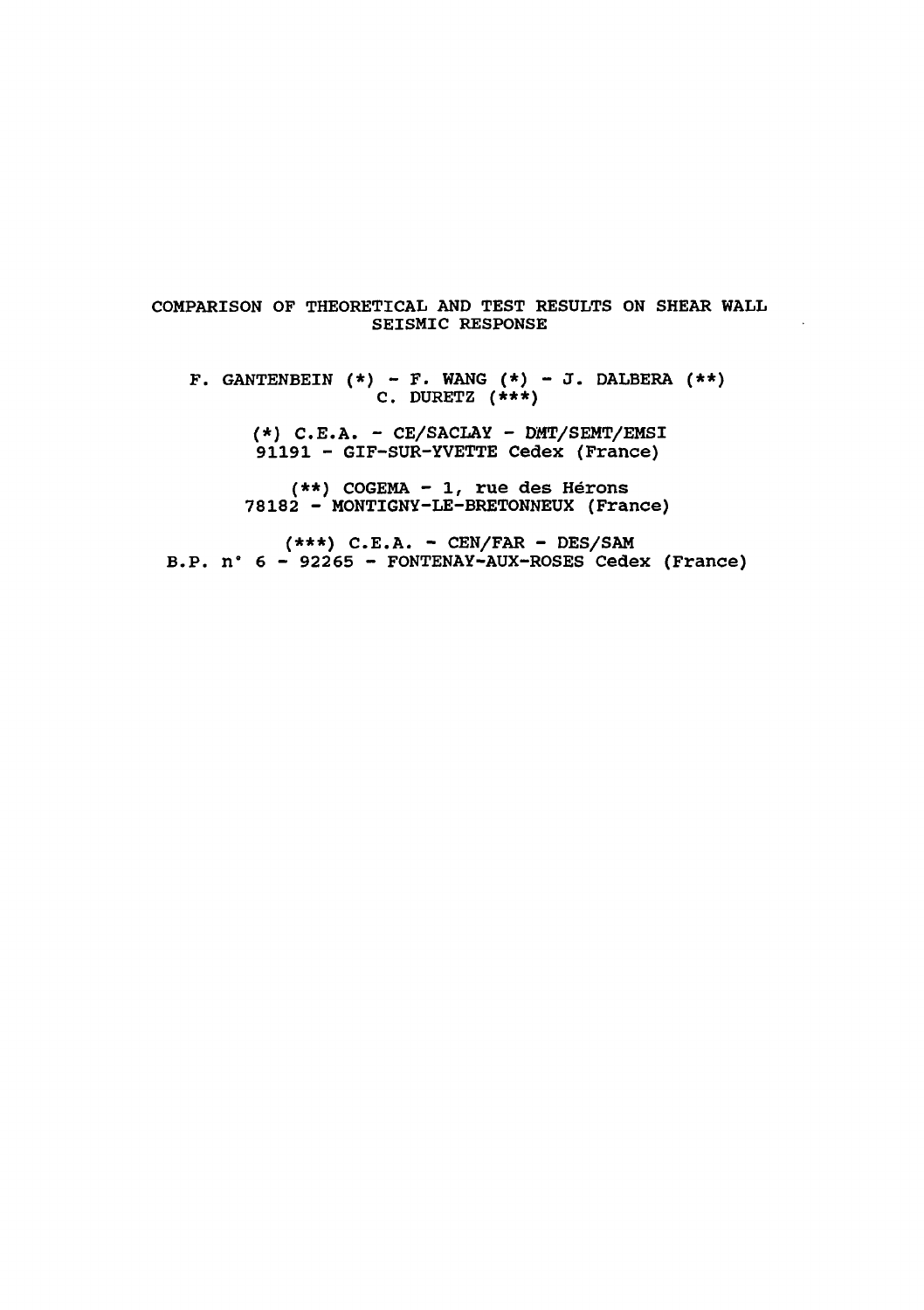# COMPARISON OF THEORETICAL AND TEST RESULTS ON SHEAR WALL SEISMIC RESPONSE

F. GANTENBEIN (*) - F. WANG (*) - J. DALBERA (**)
C. DURETZ (***)

(*) C.E.A. - CE/SACLAY - DMT/SEMT/EMSI
91191 - GIF-SUR-YVETTE Cedex (France)

(**) COGEMA - 1, rue des Hérons
78182 - MONTIGNY-LE-BRETONNEUX (France)

(***) C.E.A. - CEN/FAR - DES/SAM
B.P. n° 6 - 92265 - FONTENAY-AUX-ROSES Cedex (France)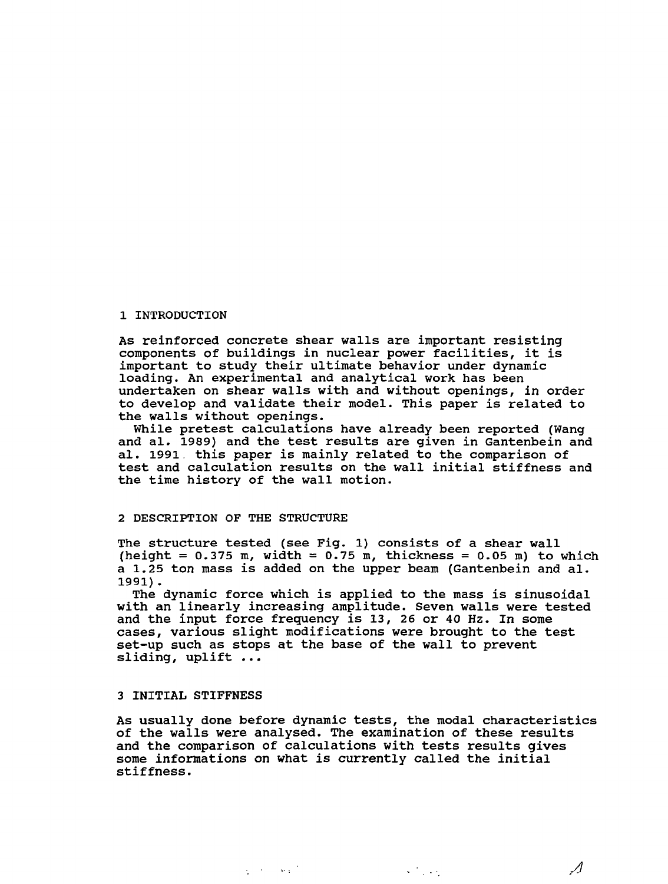# 1 INTRODUCTION

As reinforced concrete shear walls are important resisting components of buildings in nuclear power facilities, it is important to study their ultimate behavior under dynamic loading. An experimental and analytical work has been undertaken on shear walls with and without openings, in order to develop and validate their model. This paper is related to the walls without openings.

While pretest calculations have already been reported (Wang and al. 1989) and the test results are given in Gantenbein and al. 1991. this paper is mainly related to the comparison of test and calculation results on the wall initial stiffness and the time history of the wall motion.

# 2 DESCRIPTION OF THE STRUCTURE

The structure tested (see Fig. 1) consists of a shear wall (height = 0.375 m, width = 0.75 m, thickness = 0.05 m) to which a 1.25 ton mass is added on the upper beam (Gantenbein and al. 1991).

The dynamic force which is applied to the mass is sinusoidal with an linearly increasing amplitude. Seven walls were tested and the input force frequency is 13, 26 or 40 Hz. In some cases, various slight modifications were brought to the test set-up such as stops at the base of the wall to prevent sliding, uplift ...

# 3 INITIAL STIFFNESS

As usually done before dynamic tests, the modal characteristics of the walls were analysed. The examination of these results and the comparison of calculations with tests results gives some informations on what is currently called the initial stiffness.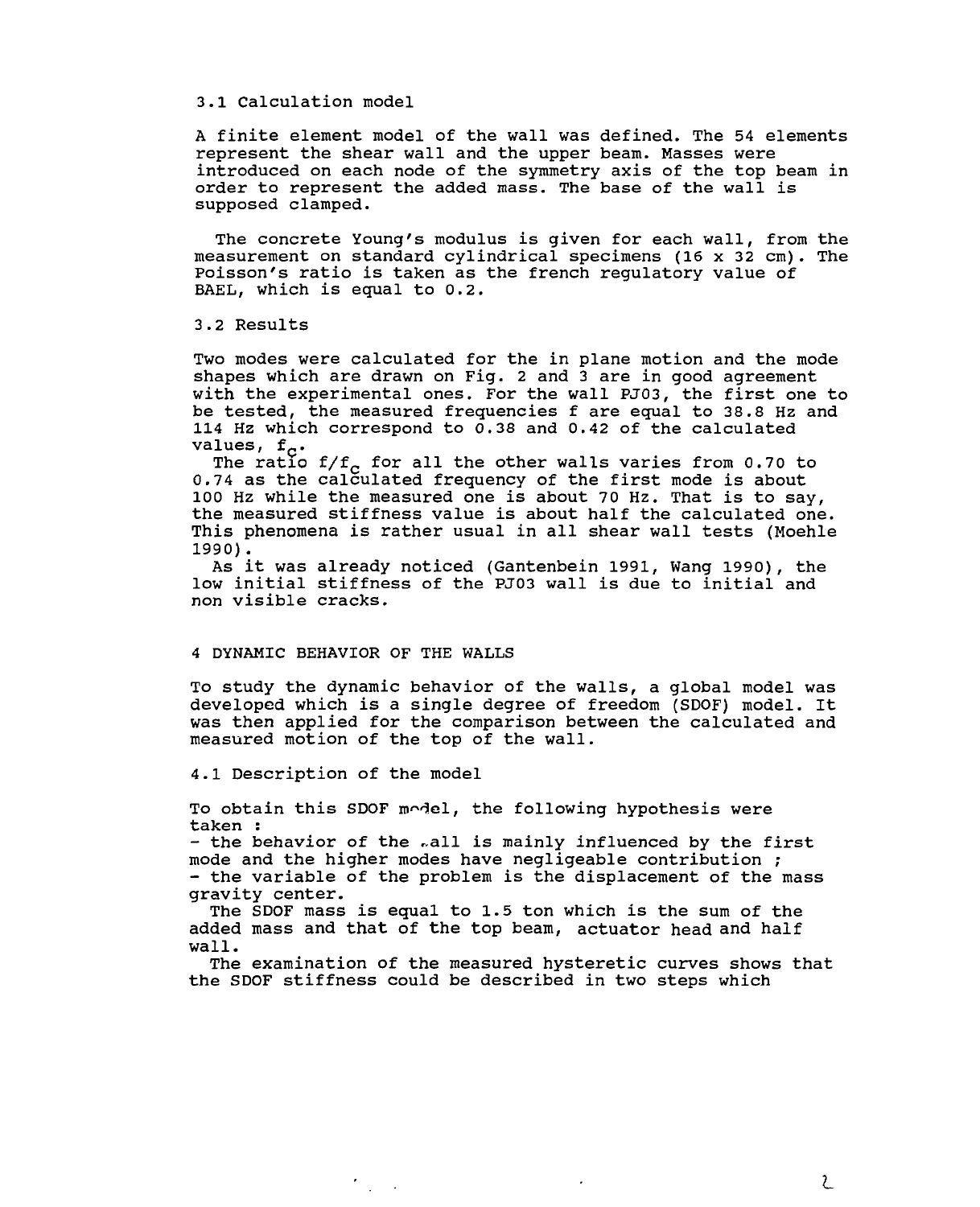### 3.1 Calculation model

A finite element model of the wall was defined. The 54 elements represent the shear wall and the upper beam. Masses were introduced on each node of the symmetry axis of the top beam in order to represent the added mass. The base of the wall is supposed clamped.

The concrete Young's modulus is given for each wall, from the measurement on standard cylindrical specimens (16 x 32 cm). The Poisson's ratio is taken as the french regulatory value of BAEL, which is equal to 0.2.

### 3.2 Results

Two modes were calculated for the in plane motion and the mode shapes which are drawn on Fig. 2 and 3 are in good agreement with the experimental ones. For the wall PJ03, the first one to be tested, the measured frequencies f are equal to 38.8 Hz and 114 Hz which correspond to 0.38 and 0.42 of the calculated values, $f_c$.

The ratio $f/f_c$ for all the other walls varies from 0.70 to 0.74 as the calculated frequency of the first mode is about 100 Hz while the measured one is about 70 Hz. That is to say, the measured stiffness value is about half the calculated one. This phenomena is rather usual in all shear wall tests (Moehle 1990).

As it was already noticed (Gantenbein 1991, Wang 1990), the low initial stiffness of the PJ03 wall is due to initial and non visible cracks.

## 4 DYNAMIC BEHAVIOR OF THE WALLS

To study the dynamic behavior of the walls, a global model was developed which is a single degree of freedom (SDOF) model. It was then applied for the comparison between the calculated and measured motion of the top of the wall.

### 4.1 Description of the model

To obtain this SDOF model, the following hypothesis were taken :

- the behavior of the wall is mainly influenced by the first mode and the higher modes have negligeable contribution ;
- the variable of the problem is the displacement of the mass gravity center.

The SDOF mass is equal to 1.5 ton which is the sum of the added mass and that of the top beam, actuator head and half wall.

The examination of the measured hysteretic curves shows that the SDOF stiffness could be described in two steps which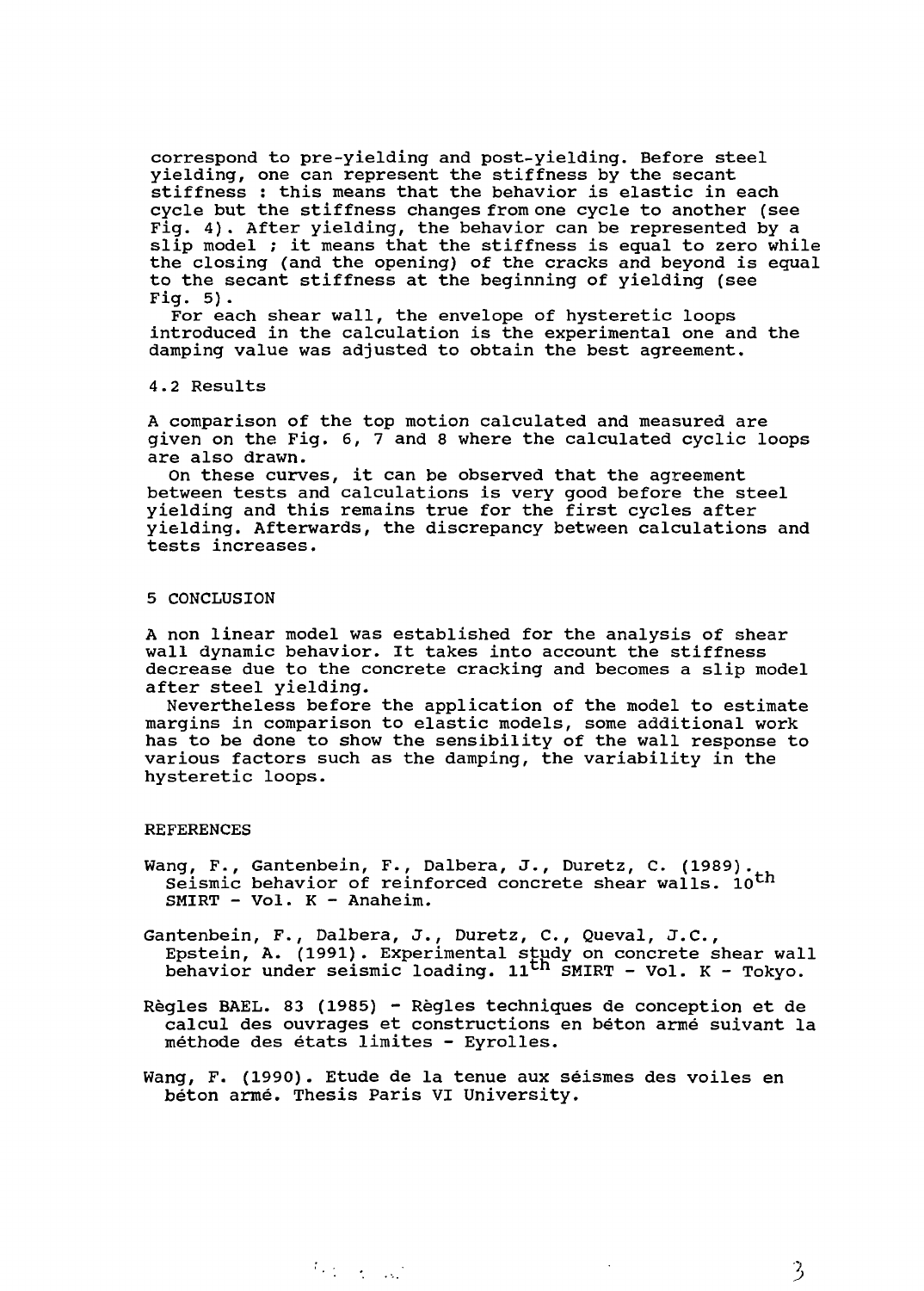correspond to pre-yielding and post-yielding. Before steel yielding, one can represent the stiffness by the secant stiffness : this means that the behavior is elastic in each cycle but the stiffness changes from one cycle to another (see Fig. 4). After yielding, the behavior can be represented by a slip model ; it means that the stiffness is equal to zero while the closing (and the opening) of the cracks and beyond is equal to the secant stiffness at the beginning of yielding (see Fig. 5).

For each shear wall, the envelope of hysteretic loops introduced in the calculation is the experimental one and the damping value was adjusted to obtain the best agreement.

### 4.2 Results

A comparison of the top motion calculated and measured are given on the Fig. 6, 7 and 8 where the calculated cyclic loops are also drawn.

On these curves, it can be observed that the agreement between tests and calculations is very good before the steel yielding and this remains true for the first cycles after yielding. Afterwards, the discrepancy between calculations and tests increases.

## 5 CONCLUSION

A non linear model was established for the analysis of shear wall dynamic behavior. It takes into account the stiffness decrease due to the concrete cracking and becomes a slip model after steel yielding.

Nevertheless before the application of the model to estimate margins in comparison to elastic models, some additional work has to be done to show the sensibility of the wall response to various factors such as the damping, the variability in the hysteretic loops.

## REFERENCES

Wang, F., Gantenbein, F., Dalbera, J., Duretz, C. (1989). Seismic behavior of reinforced concrete shear walls. 10th SMIRT - Vol. K - Anaheim.

Gantenbein, F., Dalbera, J., Duretz, C., Queval, J.C., Epstein, A. (1991). Experimental study on concrete shear wall behavior under seismic loading. 11th SMIRT - Vol. K - Tokyo.

Règles BAEL. 83 (1985) - Règles techniques de conception et de calcul des ouvrages et constructions en béton armé suivant la méthode des états limites - Eyrolles.

Wang, F. (1990). Etude de la tenue aux séismes des voiles en béton armé. Thesis Paris VI University.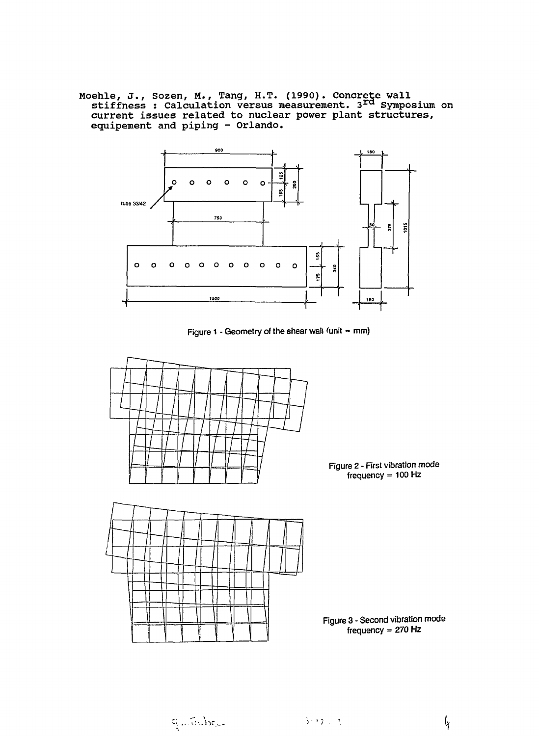Moehle, J., Sozen, M., Tang, H.T. (1990). Concrete wall stiffness : Calculation versus measurement. 3[rd] Symposium on current issues related to nuclear power plant structures, equipement and piping - Orlando.

Figure 1 - Geometry of the shear wall (unit = mm)

Figure 2 - First vibration mode frequency = 100 Hz

Figure 3 - Second vibration mode frequency = 270 Hz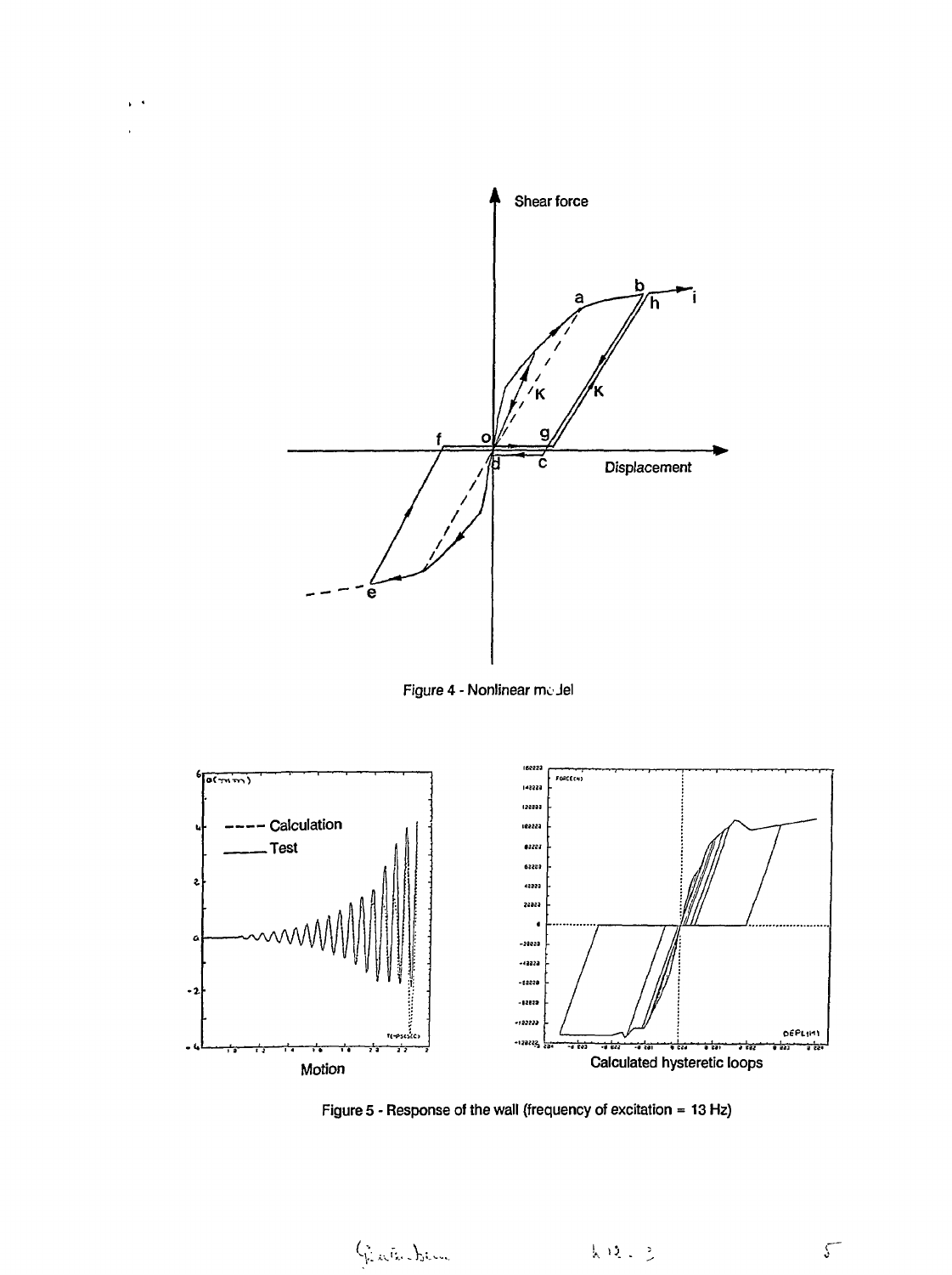Figure 4 - Nonlinear model

Figure 5 - Response of the wall (frequency of excitation = 13 Hz)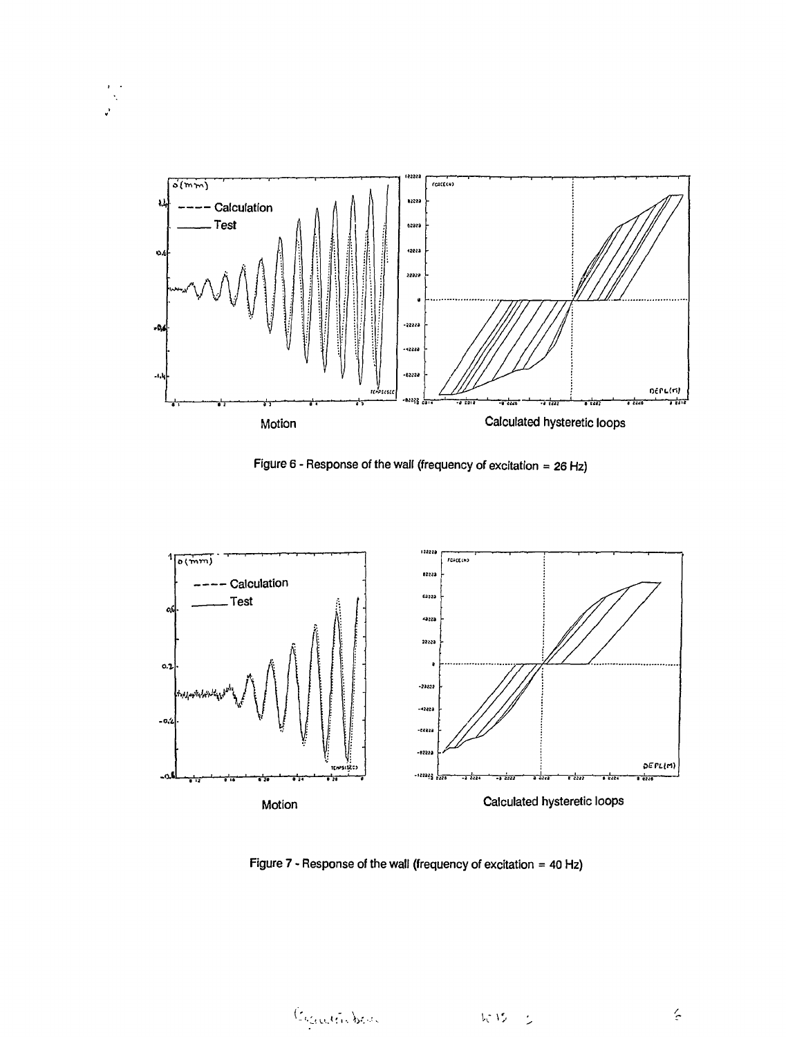δ(mm)

---- Calculation

____ Test

Motion

FORCE(N)

DEPL(M)

Calculated hysteretic loops

Figure 6 - Response of the wall (frequency of excitation = 26 Hz)

δ(mm)

---- Calculation

____ Test

Motion

FORCE(N)

DEPL(M)

Calculated hysteretic loops

Figure 7 - Response of the wall (frequency of excitation = 40 Hz)